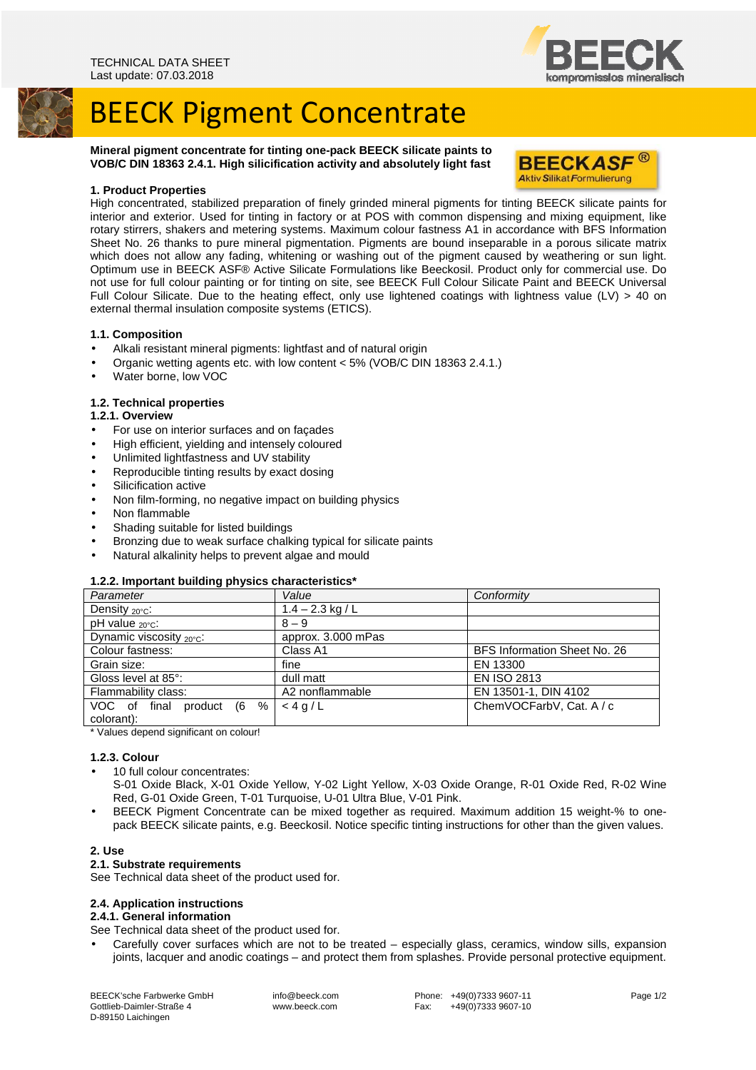TECHNICAL DATA SHEET
Last update: 07.03.2018

# BEECK Pigment Concentrate

**Mineral pigment concentrate for tinting one-pack BEECK silicate paints to VOB/C DIN 18363 2.4.1. High silicification activity and absolutely light fast**

BEECKASF® Aktiv Silikat Formulierung

### 1. Product Properties

High concentrated, stabilized preparation of finely grinded mineral pigments for tinting BEECK silicate paints for interior and exterior. Used for tinting in factory or at POS with common dispensing and mixing equipment, like rotary stirrers, shakers and metering systems. Maximum colour fastness A1 in accordance with BFS Information Sheet No. 26 thanks to pure mineral pigmentation. Pigments are bound inseparable in a porous silicate matrix which does not allow any fading, whitening or washing out of the pigment caused by weathering or sun light. Optimum use in BEECK ASF® Active Silicate Formulations like Beeckosil. Product only for commercial use. Do not use for full colour painting or for tinting on site, see BEECK Full Colour Silicate Paint and BEECK Universal Full Colour Silicate. Due to the heating effect, only use lightened coatings with lightness value (LV) > 40 on external thermal insulation composite systems (ETICS).

#### 1.1. Composition

- Alkali resistant mineral pigments: lightfast and of natural origin
- Organic wetting agents etc. with low content < 5% (VOB/C DIN 18363 2.4.1.)
- Water borne, low VOC

#### 1.2. Technical properties

##### 1.2.1. Overview

- For use on interior surfaces and on façades
- High efficient, yielding and intensely coloured
- Unlimited lightfastness and UV stability
- Reproducible tinting results by exact dosing
- Silicification active
- Non film-forming, no negative impact on building physics
- Non flammable
- Shading suitable for listed buildings
- Bronzing due to weak surface chalking typical for silicate paints
- Natural alkalinity helps to prevent algae and mould

##### 1.2.2. Important building physics characteristics*

| *Parameter* | *Value* | *Conformity* |
|---|---|---|
| Density $_{20°C}$: | 1.4 – 2.3 kg / L | |
| pH value $_{20°C}$: | 8 – 9 | |
| Dynamic viscosity $_{20°C}$: | approx. 3.000 mPas | |
| Colour fastness: | Class A1 | BFS Information Sheet No. 26 |
| Grain size: | fine | EN 13300 |
| Gloss level at 85°: | dull matt | EN ISO 2813 |
| Flammability class: | A2 nonflammable | EN 13501-1, DIN 4102 |
| VOC of final product (6 % colorant): | < 4 g / L | ChemVOCFarbV, Cat. A / c |

\* Values depend significant on colour!

##### 1.2.3. Colour

- 10 full colour concentrates:
  S-01 Oxide Black, X-01 Oxide Yellow, Y-02 Light Yellow, X-03 Oxide Orange, R-01 Oxide Red, R-02 Wine Red, G-01 Oxide Green, T-01 Turquoise, U-01 Ultra Blue, V-01 Pink.
- BEECK Pigment Concentrate can be mixed together as required. Maximum addition 15 weight-% to one-pack BEECK silicate paints, e.g. Beeckosil. Notice specific tinting instructions for other than the given values.

### 2. Use

#### 2.1. Substrate requirements

See Technical data sheet of the product used for.

#### 2.4. Application instructions

##### 2.4.1. General information

See Technical data sheet of the product used for.

- Carefully cover surfaces which are not to be treated – especially glass, ceramics, window sills, expansion joints, lacquer and anodic coatings – and protect them from splashes. Provide personal protective equipment.

BEECK'sche Farbwerke GmbH
Gottlieb-Daimler-Straße 4
D-89150 Laichingen

info@beeck.com
www.beeck.com

Phone: +49(0)7333 9607-11
Fax: +49(0)7333 9607-10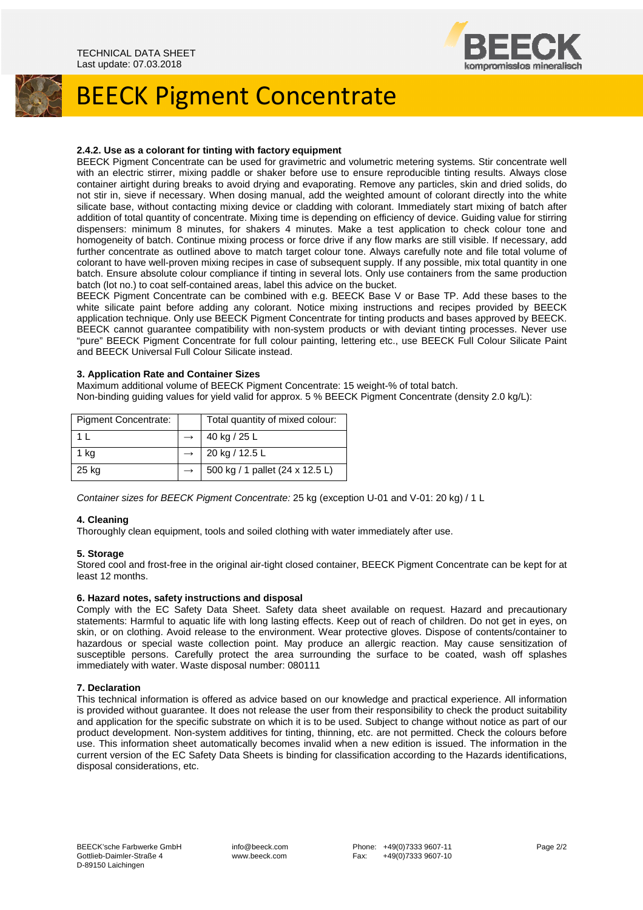# BEECK Pigment Concentrate

#### 2.4.2. Use as a colorant for tinting with factory equipment

BEECK Pigment Concentrate can be used for gravimetric and volumetric metering systems. Stir concentrate well with an electric stirrer, mixing paddle or shaker before use to ensure reproducible tinting results. Always close container airtight during breaks to avoid drying and evaporating. Remove any particles, skin and dried solids, do not stir in, sieve if necessary. When dosing manual, add the weighted amount of colorant directly into the white silicate base, without contacting mixing device or cladding with colorant. Immediately start mixing of batch after addition of total quantity of concentrate. Mixing time is depending on efficiency of device. Guiding value for stirring dispensers: minimum 8 minutes, for shakers 4 minutes. Make a test application to check colour tone and homogeneity of batch. Continue mixing process or force drive if any flow marks are still visible. If necessary, add further concentrate as outlined above to match target colour tone. Always carefully note and file total volume of colorant to have well-proven mixing recipes in case of subsequent supply. If any possible, mix total quantity in one batch. Ensure absolute colour compliance if tinting in several lots. Only use containers from the same production batch (lot no.) to coat self-contained areas, label this advice on the bucket.

BEECK Pigment Concentrate can be combined with e.g. BEECK Base V or Base TP. Add these bases to the white silicate paint before adding any colorant. Notice mixing instructions and recipes provided by BEECK application technique. Only use BEECK Pigment Concentrate for tinting products and bases approved by BEECK. BEECK cannot guarantee compatibility with non-system products or with deviant tinting processes. Never use "pure" BEECK Pigment Concentrate for full colour painting, lettering etc., use BEECK Full Colour Silicate Paint and BEECK Universal Full Colour Silicate instead.

#### 3. Application Rate and Container Sizes

Maximum additional volume of BEECK Pigment Concentrate: 15 weight-% of total batch.
Non-binding guiding values for yield valid for approx. 5 % BEECK Pigment Concentrate (density 2.0 kg/L):

| Pigment Concentrate: | | Total quantity of mixed colour: |
|---|---|---|
| 1 L | → | 40 kg / 25 L |
| 1 kg | → | 20 kg / 12.5 L |
| 25 kg | → | 500 kg / 1 pallet (24 x 12.5 L) |

*Container sizes for BEECK Pigment Concentrate:* 25 kg (exception U-01 and V-01: 20 kg) / 1 L

#### 4. Cleaning

Thoroughly clean equipment, tools and soiled clothing with water immediately after use.

#### 5. Storage

Stored cool and frost-free in the original air-tight closed container, BEECK Pigment Concentrate can be kept for at least 12 months.

#### 6. Hazard notes, safety instructions and disposal

Comply with the EC Safety Data Sheet. Safety data sheet available on request. Hazard and precautionary statements: Harmful to aquatic life with long lasting effects. Keep out of reach of children. Do not get in eyes, on skin, or on clothing. Avoid release to the environment. Wear protective gloves. Dispose of contents/container to hazardous or special waste collection point. May produce an allergic reaction. May cause sensitization of susceptible persons. Carefully protect the area surrounding the surface to be coated, wash off splashes immediately with water. Waste disposal number: 080111

#### 7. Declaration

This technical information is offered as advice based on our knowledge and practical experience. All information is provided without guarantee. It does not release the user from their responsibility to check the product suitability and application for the specific substrate on which it is to be used. Subject to change without notice as part of our product development. Non-system additives for tinting, thinning, etc. are not permitted. Check the colours before use. This information sheet automatically becomes invalid when a new edition is issued. The information in the current version of the EC Safety Data Sheets is binding for classification according to the Hazards identifications, disposal considerations, etc.